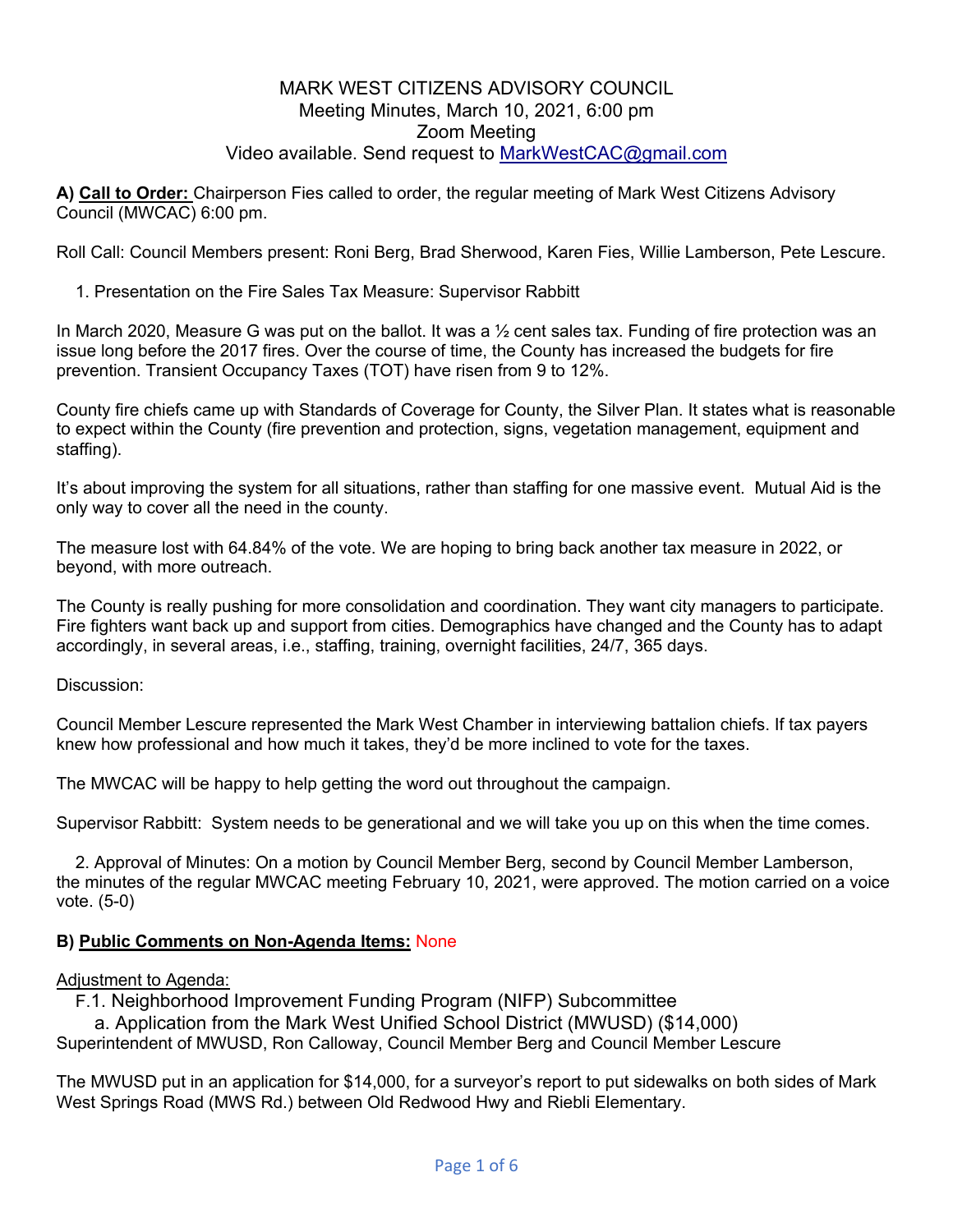# MARK WEST CITIZENS ADVISORY COUNCIL

Meeting Minutes, March 10, 2021, 6:00 pm
Zoom Meeting
Video available. Send request to MarkWestCAC@gmail.com

**A) <u>Call to Order:</u>** Chairperson Fies called to order, the regular meeting of Mark West Citizens Advisory Council (MWCAC) 6:00 pm.

Roll Call: Council Members present: Roni Berg, Brad Sherwood, Karen Fies, Willie Lamberson, Pete Lescure.

1. Presentation on the Fire Sales Tax Measure: Supervisor Rabbitt

In March 2020, Measure G was put on the ballot. It was a ½ cent sales tax. Funding of fire protection was an issue long before the 2017 fires. Over the course of time, the County has increased the budgets for fire prevention. Transient Occupancy Taxes (TOT) have risen from 9 to 12%.

County fire chiefs came up with Standards of Coverage for County, the Silver Plan. It states what is reasonable to expect within the County (fire prevention and protection, signs, vegetation management, equipment and staffing).

It's about improving the system for all situations, rather than staffing for one massive event. Mutual Aid is the only way to cover all the need in the county.

The measure lost with 64.84% of the vote. We are hoping to bring back another tax measure in 2022, or beyond, with more outreach.

The County is really pushing for more consolidation and coordination. They want city managers to participate. Fire fighters want back up and support from cities. Demographics have changed and the County has to adapt accordingly, in several areas, i.e., staffing, training, overnight facilities, 24/7, 365 days.

Discussion:

Council Member Lescure represented the Mark West Chamber in interviewing battalion chiefs. If tax payers knew how professional and how much it takes, they'd be more inclined to vote for the taxes.

The MWCAC will be happy to help getting the word out throughout the campaign.

Supervisor Rabbitt: System needs to be generational and we will take you up on this when the time comes.

2. Approval of Minutes: On a motion by Council Member Berg, second by Council Member Lamberson, the minutes of the regular MWCAC meeting February 10, 2021, were approved. The motion carried on a voice vote. (5-0)

**B) <u>Public Comments on Non-Agenda Items:</u>** None

<u>Adjustment to Agenda:</u>

F.1. Neighborhood Improvement Funding Program (NIFP) Subcommittee

a. Application from the Mark West Unified School District (MWUSD) ($14,000)

Superintendent of MWUSD, Ron Calloway, Council Member Berg and Council Member Lescure

The MWUSD put in an application for $14,000, for a surveyor's report to put sidewalks on both sides of Mark West Springs Road (MWS Rd.) between Old Redwood Hwy and Riebli Elementary.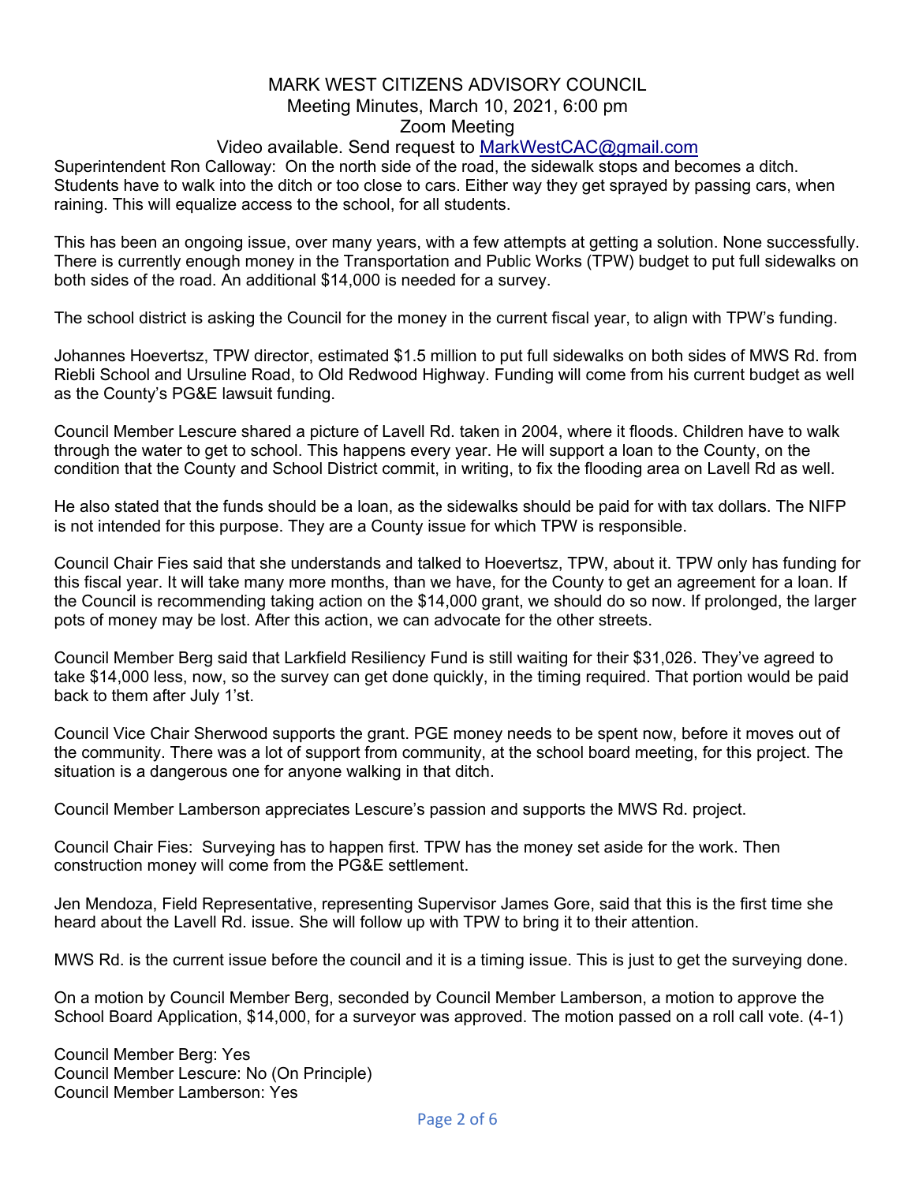MARK WEST CITIZENS ADVISORY COUNCIL
Meeting Minutes, March 10, 2021, 6:00 pm
Zoom Meeting
Video available. Send request to MarkWestCAC@gmail.com

Superintendent Ron Calloway: On the north side of the road, the sidewalk stops and becomes a ditch. Students have to walk into the ditch or too close to cars. Either way they get sprayed by passing cars, when raining. This will equalize access to the school, for all students.

This has been an ongoing issue, over many years, with a few attempts at getting a solution. None successfully. There is currently enough money in the Transportation and Public Works (TPW) budget to put full sidewalks on both sides of the road. An additional $14,000 is needed for a survey.

The school district is asking the Council for the money in the current fiscal year, to align with TPW's funding.

Johannes Hoevertsz, TPW director, estimated $1.5 million to put full sidewalks on both sides of MWS Rd. from Riebli School and Ursuline Road, to Old Redwood Highway. Funding will come from his current budget as well as the County's PG&E lawsuit funding.

Council Member Lescure shared a picture of Lavell Rd. taken in 2004, where it floods. Children have to walk through the water to get to school. This happens every year. He will support a loan to the County, on the condition that the County and School District commit, in writing, to fix the flooding area on Lavell Rd as well.

He also stated that the funds should be a loan, as the sidewalks should be paid for with tax dollars. The NIFP is not intended for this purpose. They are a County issue for which TPW is responsible.

Council Chair Fies said that she understands and talked to Hoevertsz, TPW, about it. TPW only has funding for this fiscal year. It will take many more months, than we have, for the County to get an agreement for a loan. If the Council is recommending taking action on the $14,000 grant, we should do so now. If prolonged, the larger pots of money may be lost. After this action, we can advocate for the other streets.

Council Member Berg said that Larkfield Resiliency Fund is still waiting for their $31,026. They've agreed to take $14,000 less, now, so the survey can get done quickly, in the timing required. That portion would be paid back to them after July 1'st.

Council Vice Chair Sherwood supports the grant. PGE money needs to be spent now, before it moves out of the community. There was a lot of support from community, at the school board meeting, for this project. The situation is a dangerous one for anyone walking in that ditch.

Council Member Lamberson appreciates Lescure's passion and supports the MWS Rd. project.

Council Chair Fies: Surveying has to happen first. TPW has the money set aside for the work. Then construction money will come from the PG&E settlement.

Jen Mendoza, Field Representative, representing Supervisor James Gore, said that this is the first time she heard about the Lavell Rd. issue. She will follow up with TPW to bring it to their attention.

MWS Rd. is the current issue before the council and it is a timing issue. This is just to get the surveying done.

On a motion by Council Member Berg, seconded by Council Member Lamberson, a motion to approve the School Board Application, $14,000, for a surveyor was approved. The motion passed on a roll call vote. (4-1)

Council Member Berg: Yes
Council Member Lescure: No (On Principle)
Council Member Lamberson: Yes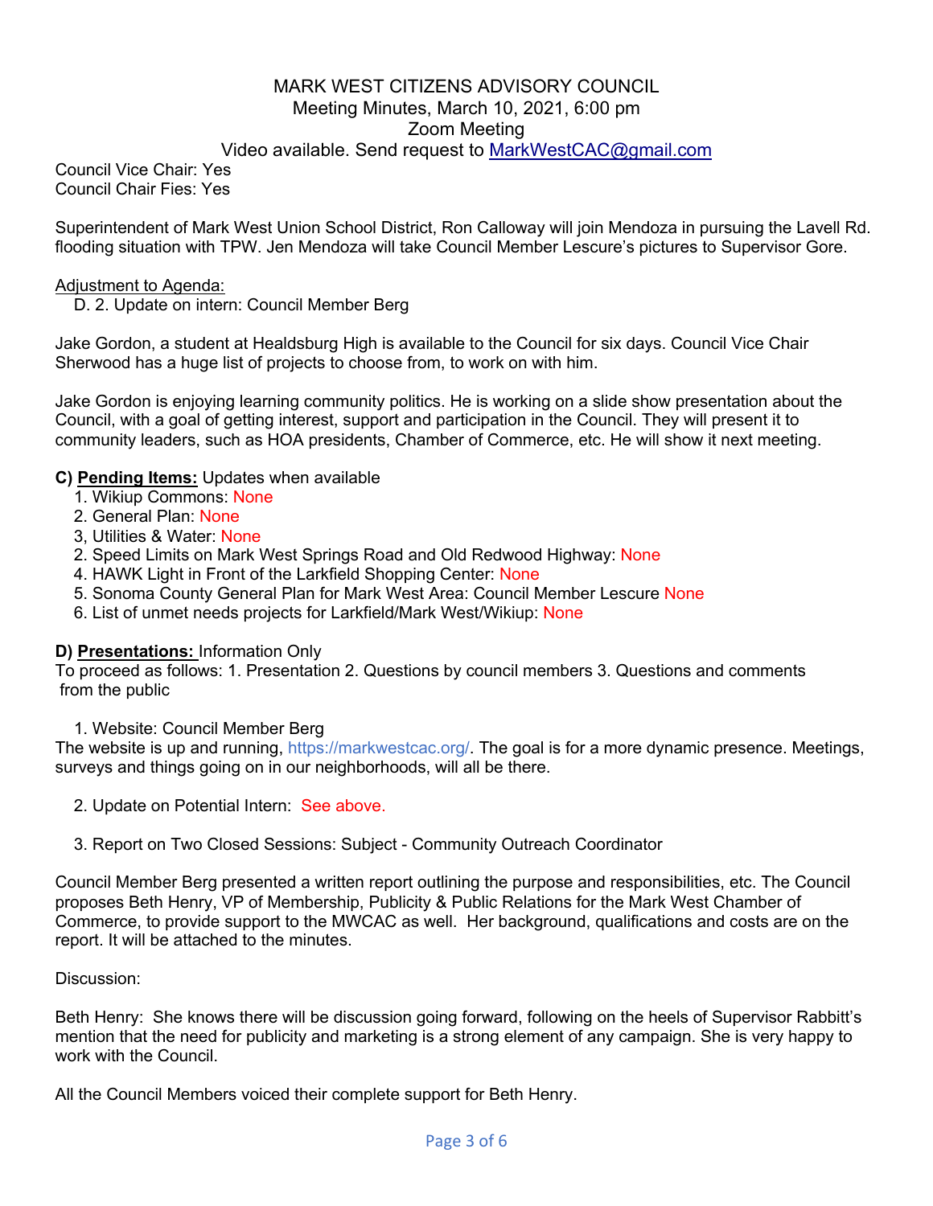MARK WEST CITIZENS ADVISORY COUNCIL
Meeting Minutes, March 10, 2021, 6:00 pm
Zoom Meeting
Video available. Send request to MarkWestCAC@gmail.com

Council Vice Chair: Yes
Council Chair Fies: Yes

Superintendent of Mark West Union School District, Ron Calloway will join Mendoza in pursuing the Lavell Rd. flooding situation with TPW. Jen Mendoza will take Council Member Lescure's pictures to Supervisor Gore.

Adjustment to Agenda:

D. 2. Update on intern: Council Member Berg

Jake Gordon, a student at Healdsburg High is available to the Council for six days. Council Vice Chair Sherwood has a huge list of projects to choose from, to work on with him.

Jake Gordon is enjoying learning community politics. He is working on a slide show presentation about the Council, with a goal of getting interest, support and participation in the Council. They will present it to community leaders, such as HOA presidents, Chamber of Commerce, etc. He will show it next meeting.

**C) Pending Items:** Updates when available

1. Wikiup Commons: None
2. General Plan: None
3, Utilities & Water: None
2. Speed Limits on Mark West Springs Road and Old Redwood Highway: None
4. HAWK Light in Front of the Larkfield Shopping Center: None
5. Sonoma County General Plan for Mark West Area: Council Member Lescure None
6. List of unmet needs projects for Larkfield/Mark West/Wikiup: None

**D) Presentations:** Information Only

To proceed as follows: 1. Presentation 2. Questions by council members 3. Questions and comments from the public

1. Website: Council Member Berg

The website is up and running, https://markwestcac.org/. The goal is for a more dynamic presence. Meetings, surveys and things going on in our neighborhoods, will all be there.

2. Update on Potential Intern: See above.

3. Report on Two Closed Sessions: Subject - Community Outreach Coordinator

Council Member Berg presented a written report outlining the purpose and responsibilities, etc. The Council proposes Beth Henry, VP of Membership, Publicity & Public Relations for the Mark West Chamber of Commerce, to provide support to the MWCAC as well. Her background, qualifications and costs are on the report. It will be attached to the minutes.

Discussion:

Beth Henry: She knows there will be discussion going forward, following on the heels of Supervisor Rabbitt's mention that the need for publicity and marketing is a strong element of any campaign. She is very happy to work with the Council.

All the Council Members voiced their complete support for Beth Henry.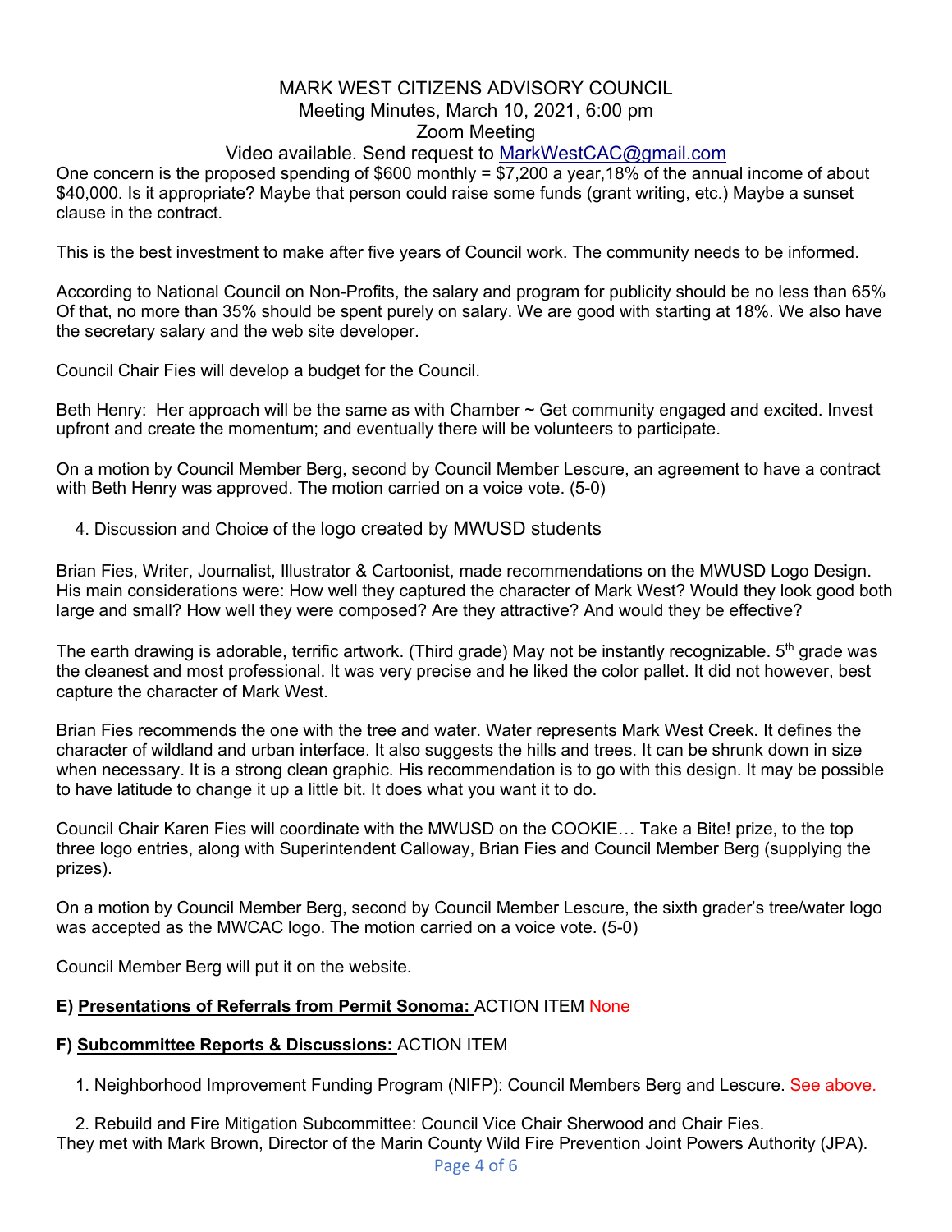MARK WEST CITIZENS ADVISORY COUNCIL
Meeting Minutes, March 10, 2021, 6:00 pm
Zoom Meeting
Video available. Send request to MarkWestCAC@gmail.com

One concern is the proposed spending of $600 monthly = $7,200 a year,18% of the annual income of about $40,000. Is it appropriate? Maybe that person could raise some funds (grant writing, etc.) Maybe a sunset clause in the contract.

This is the best investment to make after five years of Council work. The community needs to be informed.

According to National Council on Non-Profits, the salary and program for publicity should be no less than 65% Of that, no more than 35% should be spent purely on salary. We are good with starting at 18%. We also have the secretary salary and the web site developer.

Council Chair Fies will develop a budget for the Council.

Beth Henry: Her approach will be the same as with Chamber ~ Get community engaged and excited. Invest upfront and create the momentum; and eventually there will be volunteers to participate.

On a motion by Council Member Berg, second by Council Member Lescure, an agreement to have a contract with Beth Henry was approved. The motion carried on a voice vote. (5-0)

4. Discussion and Choice of the logo created by MWUSD students

Brian Fies, Writer, Journalist, Illustrator & Cartoonist, made recommendations on the MWUSD Logo Design. His main considerations were: How well they captured the character of Mark West? Would they look good both large and small? How well they were composed? Are they attractive? And would they be effective?

The earth drawing is adorable, terrific artwork. (Third grade) May not be instantly recognizable. 5th grade was the cleanest and most professional. It was very precise and he liked the color pallet. It did not however, best capture the character of Mark West.

Brian Fies recommends the one with the tree and water. Water represents Mark West Creek. It defines the character of wildland and urban interface. It also suggests the hills and trees. It can be shrunk down in size when necessary. It is a strong clean graphic. His recommendation is to go with this design. It may be possible to have latitude to change it up a little bit. It does what you want it to do.

Council Chair Karen Fies will coordinate with the MWUSD on the COOKIE… Take a Bite! prize, to the top three logo entries, along with Superintendent Calloway, Brian Fies and Council Member Berg (supplying the prizes).

On a motion by Council Member Berg, second by Council Member Lescure, the sixth grader's tree/water logo was accepted as the MWCAC logo. The motion carried on a voice vote. (5-0)

Council Member Berg will put it on the website.

**E) Presentations of Referrals from Permit Sonoma:** ACTION ITEM None

**F) Subcommittee Reports & Discussions:** ACTION ITEM

1. Neighborhood Improvement Funding Program (NIFP): Council Members Berg and Lescure. See above.

2. Rebuild and Fire Mitigation Subcommittee: Council Vice Chair Sherwood and Chair Fies.
They met with Mark Brown, Director of the Marin County Wild Fire Prevention Joint Powers Authority (JPA).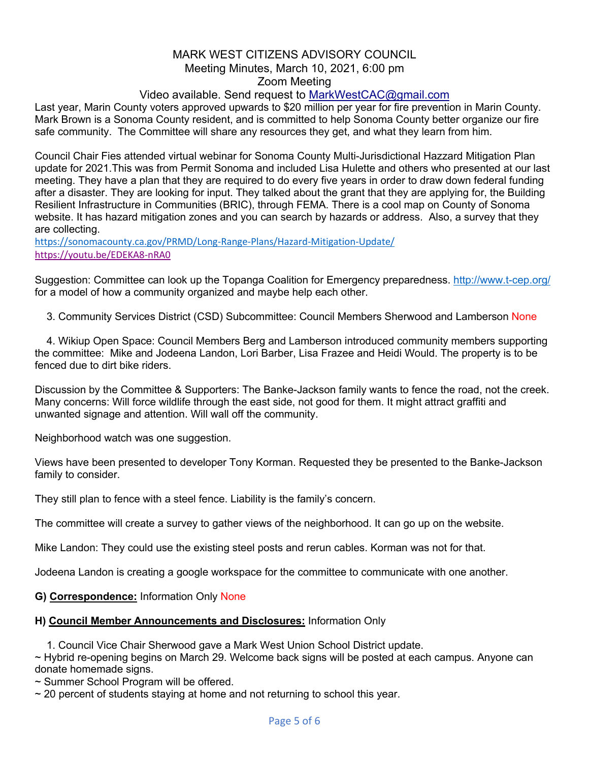MARK WEST CITIZENS ADVISORY COUNCIL
Meeting Minutes, March 10, 2021, 6:00 pm
Zoom Meeting
Video available. Send request to MarkWestCAC@gmail.com

Last year, Marin County voters approved upwards to $20 million per year for fire prevention in Marin County. Mark Brown is a Sonoma County resident, and is committed to help Sonoma County better organize our fire safe community. The Committee will share any resources they get, and what they learn from him.

Council Chair Fies attended virtual webinar for Sonoma County Multi-Jurisdictional Hazzard Mitigation Plan update for 2021.This was from Permit Sonoma and included Lisa Hulette and others who presented at our last meeting. They have a plan that they are required to do every five years in order to draw down federal funding after a disaster. They are looking for input. They talked about the grant that they are applying for, the Building Resilient Infrastructure in Communities (BRIC), through FEMA. There is a cool map on County of Sonoma website. It has hazard mitigation zones and you can search by hazards or address. Also, a survey that they are collecting.
https://sonomacounty.ca.gov/PRMD/Long-Range-Plans/Hazard-Mitigation-Update/
https://youtu.be/EDEKA8-nRA0

Suggestion: Committee can look up the Topanga Coalition for Emergency preparedness. http://www.t-cep.org/ for a model of how a community organized and maybe help each other.

3. Community Services District (CSD) Subcommittee: Council Members Sherwood and Lamberson None

4. Wikiup Open Space: Council Members Berg and Lamberson introduced community members supporting the committee: Mike and Jodeena Landon, Lori Barber, Lisa Frazee and Heidi Would. The property is to be fenced due to dirt bike riders.

Discussion by the Committee & Supporters: The Banke-Jackson family wants to fence the road, not the creek. Many concerns: Will force wildlife through the east side, not good for them. It might attract graffiti and unwanted signage and attention. Will wall off the community.

Neighborhood watch was one suggestion.

Views have been presented to developer Tony Korman. Requested they be presented to the Banke-Jackson family to consider.

They still plan to fence with a steel fence. Liability is the family's concern.

The committee will create a survey to gather views of the neighborhood. It can go up on the website.

Mike Landon: They could use the existing steel posts and rerun cables. Korman was not for that.

Jodeena Landon is creating a google workspace for the committee to communicate with one another.

**G) <u>Correspondence:</u>** Information Only None

**H) <u>Council Member Announcements and Disclosures:</u>** Information Only

1. Council Vice Chair Sherwood gave a Mark West Union School District update.

~ Hybrid re-opening begins on March 29. Welcome back signs will be posted at each campus. Anyone can donate homemade signs.
~ Summer School Program will be offered.
~ 20 percent of students staying at home and not returning to school this year.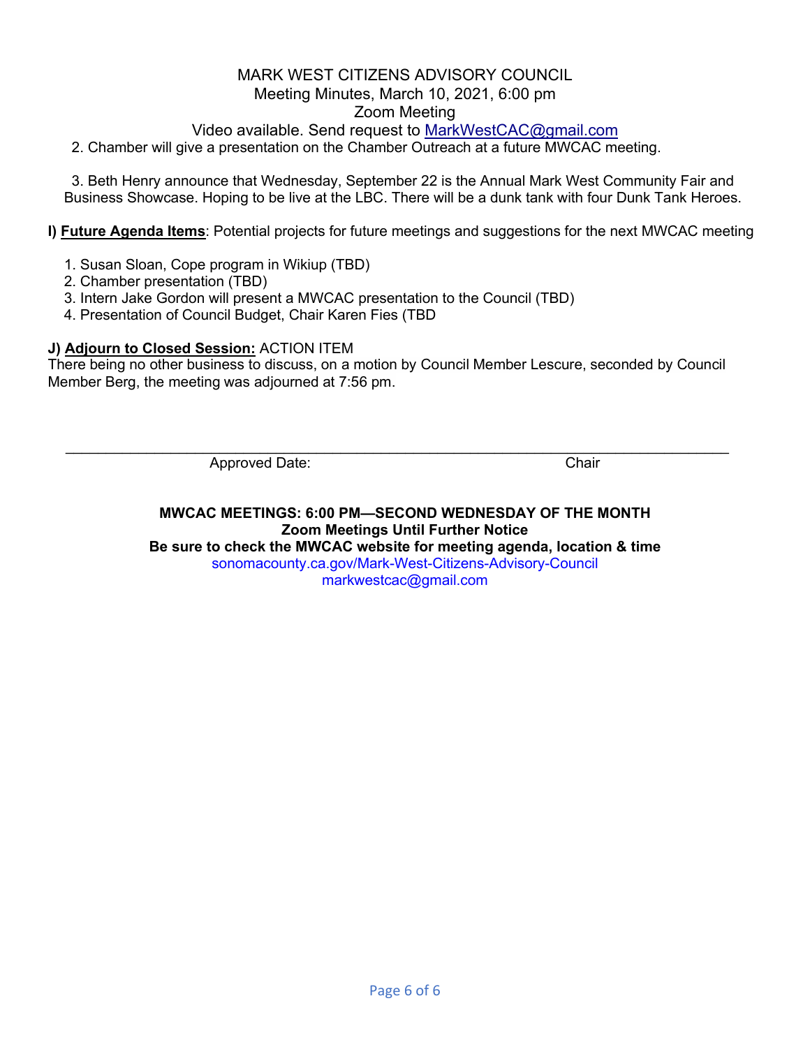MARK WEST CITIZENS ADVISORY COUNCIL
Meeting Minutes, March 10, 2021, 6:00 pm
Zoom Meeting
Video available. Send request to MarkWestCAC@gmail.com

2. Chamber will give a presentation on the Chamber Outreach at a future MWCAC meeting.

3. Beth Henry announce that Wednesday, September 22 is the Annual Mark West Community Fair and Business Showcase. Hoping to be live at the LBC. There will be a dunk tank with four Dunk Tank Heroes.

**I) Future Agenda Items**: Potential projects for future meetings and suggestions for the next MWCAC meeting

1. Susan Sloan, Cope program in Wikiup (TBD)
2. Chamber presentation (TBD)
3. Intern Jake Gordon will present a MWCAC presentation to the Council (TBD)
4. Presentation of Council Budget, Chair Karen Fies (TBD

**J) Adjourn to Closed Session:** ACTION ITEM
There being no other business to discuss, on a motion by Council Member Lescure, seconded by Council Member Berg, the meeting was adjourned at 7:56 pm.

\_\_\_\_\_\_\_\_\_\_\_\_\_\_\_\_\_\_\_\_\_\_\_\_\_\_\_\_\_\_\_\_\_\_\_\_\_\_\_\_\_\_\_\_\_\_\_\_\_\_\_\_\_\_\_\_\_\_\_\_\_\_\_\_\_\_\_\_
Approved Date: Chair

**MWCAC MEETINGS: 6:00 PM—SECOND WEDNESDAY OF THE MONTH**
**Zoom Meetings Until Further Notice**
**Be sure to check the MWCAC website for meeting agenda, location & time**
sonomacounty.ca.gov/Mark-West-Citizens-Advisory-Council
markwestcac@gmail.com